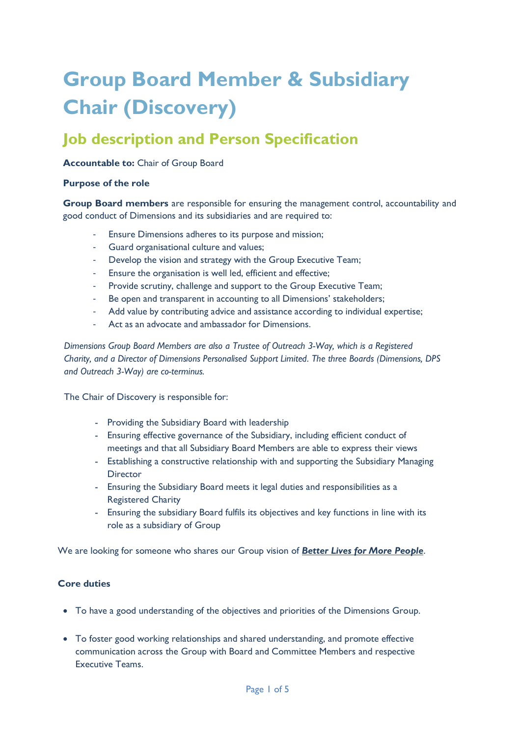# Group Board Member & Subsidiary Chair (Discovery)

## Job description and Person Specification

**Accountable to:** Chair of Group Board

**Purpose of the role**

**Group Board members** are responsible for ensuring the management control, accountability and good conduct of Dimensions and its subsidiaries and are required to:

- Ensure Dimensions adheres to its purpose and mission;
- Guard organisational culture and values;
- Develop the vision and strategy with the Group Executive Team;
- Ensure the organisation is well led, efficient and effective;
- Provide scrutiny, challenge and support to the Group Executive Team;
- Be open and transparent in accounting to all Dimensions' stakeholders;
- Add value by contributing advice and assistance according to individual expertise;
- Act as an advocate and ambassador for Dimensions.

*Dimensions Group Board Members are also a Trustee of Outreach 3-Way, which is a Registered Charity, and a Director of Dimensions Personalised Support Limited. The three Boards (Dimensions, DPS and Outreach 3-Way) are co-terminus.*

The Chair of Discovery is responsible for:

- Providing the Subsidiary Board with leadership
- Ensuring effective governance of the Subsidiary, including efficient conduct of meetings and that all Subsidiary Board Members are able to express their views
- Establishing a constructive relationship with and supporting the Subsidiary Managing Director
- Ensuring the Subsidiary Board meets it legal duties and responsibilities as a Registered Charity
- Ensuring the subsidiary Board fulfils its objectives and key functions in line with its role as a subsidiary of Group

We are looking for someone who shares our Group vision of ***Better Lives for More People***.

**Core duties**

- To have a good understanding of the objectives and priorities of the Dimensions Group.
- To foster good working relationships and shared understanding, and promote effective communication across the Group with Board and Committee Members and respective Executive Teams.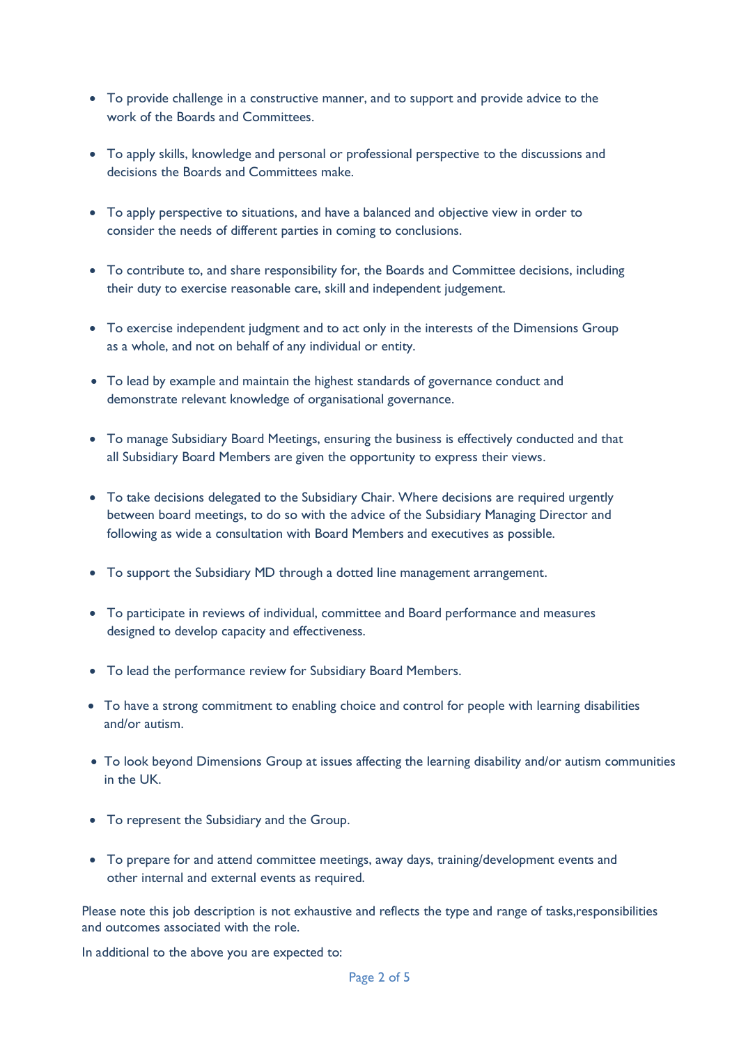- To provide challenge in a constructive manner, and to support and provide advice to the work of the Boards and Committees.
- To apply skills, knowledge and personal or professional perspective to the discussions and decisions the Boards and Committees make.
- To apply perspective to situations, and have a balanced and objective view in order to consider the needs of different parties in coming to conclusions.
- To contribute to, and share responsibility for, the Boards and Committee decisions, including their duty to exercise reasonable care, skill and independent judgement.
- To exercise independent judgment and to act only in the interests of the Dimensions Group as a whole, and not on behalf of any individual or entity.
- To lead by example and maintain the highest standards of governance conduct and demonstrate relevant knowledge of organisational governance.
- To manage Subsidiary Board Meetings, ensuring the business is effectively conducted and that all Subsidiary Board Members are given the opportunity to express their views.
- To take decisions delegated to the Subsidiary Chair. Where decisions are required urgently between board meetings, to do so with the advice of the Subsidiary Managing Director and following as wide a consultation with Board Members and executives as possible.
- To support the Subsidiary MD through a dotted line management arrangement.
- To participate in reviews of individual, committee and Board performance and measures designed to develop capacity and effectiveness.
- To lead the performance review for Subsidiary Board Members.
- To have a strong commitment to enabling choice and control for people with learning disabilities and/or autism.
- To look beyond Dimensions Group at issues affecting the learning disability and/or autism communities in the UK.
- To represent the Subsidiary and the Group.
- To prepare for and attend committee meetings, away days, training/development events and other internal and external events as required.

Please note this job description is not exhaustive and reflects the type and range of tasks,responsibilities and outcomes associated with the role.

In additional to the above you are expected to: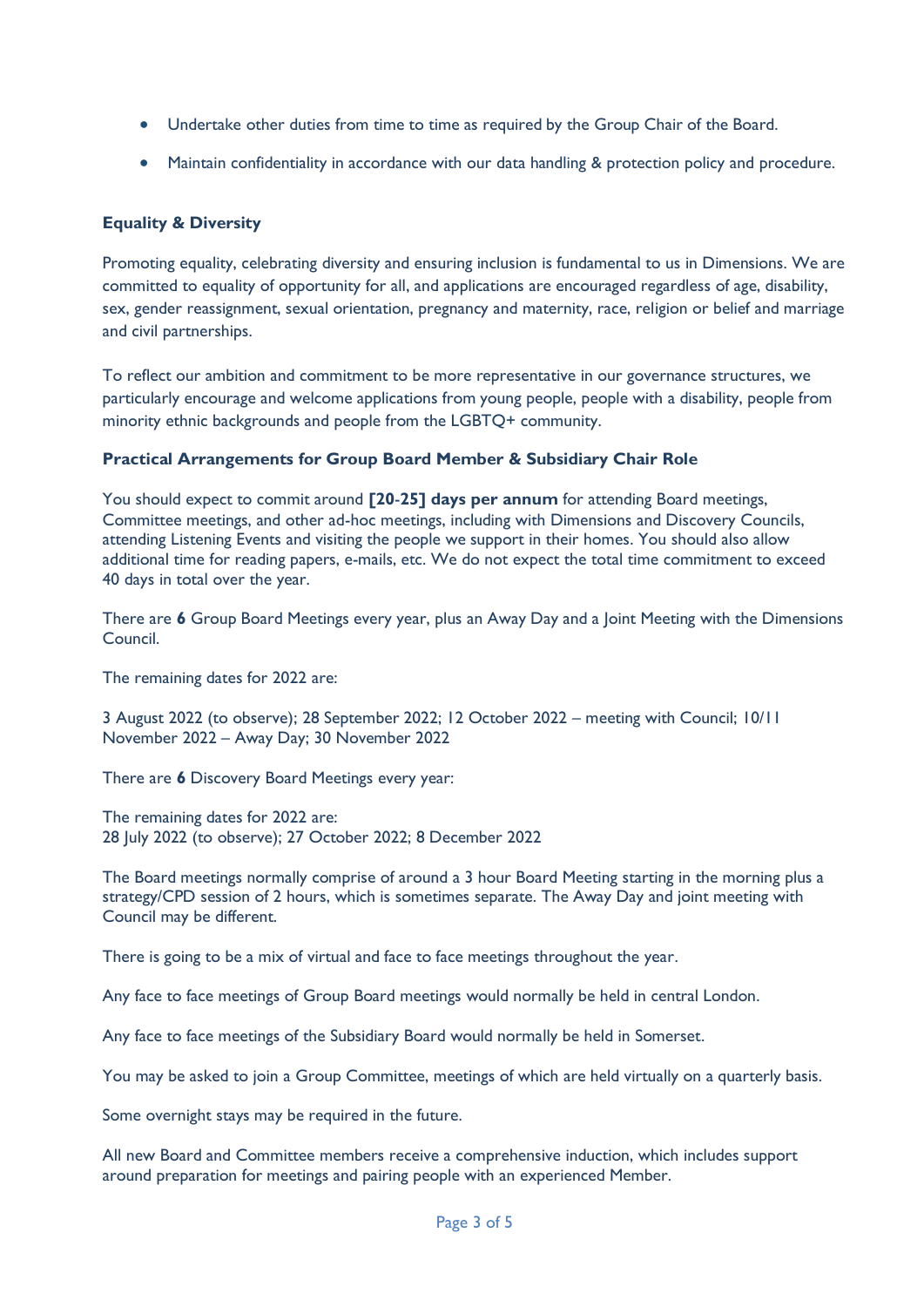- Undertake other duties from time to time as required by the Group Chair of the Board.
- Maintain confidentiality in accordance with our data handling & protection policy and procedure.

**Equality & Diversity**

Promoting equality, celebrating diversity and ensuring inclusion is fundamental to us in Dimensions. We are committed to equality of opportunity for all, and applications are encouraged regardless of age, disability, sex, gender reassignment, sexual orientation, pregnancy and maternity, race, religion or belief and marriage and civil partnerships.

To reflect our ambition and commitment to be more representative in our governance structures, we particularly encourage and welcome applications from young people, people with a disability, people from minority ethnic backgrounds and people from the LGBTQ+ community.

**Practical Arrangements for Group Board Member & Subsidiary Chair Role**

You should expect to commit around **[20-25] days per annum** for attending Board meetings, Committee meetings, and other ad-hoc meetings, including with Dimensions and Discovery Councils, attending Listening Events and visiting the people we support in their homes. You should also allow additional time for reading papers, e-mails, etc. We do not expect the total time commitment to exceed 40 days in total over the year.

There are **6** Group Board Meetings every year, plus an Away Day and a Joint Meeting with the Dimensions Council.

The remaining dates for 2022 are:

3 August 2022 (to observe); 28 September 2022; 12 October 2022 – meeting with Council; 10/11 November 2022 – Away Day; 30 November 2022

There are **6** Discovery Board Meetings every year:

The remaining dates for 2022 are:
28 July 2022 (to observe); 27 October 2022; 8 December 2022

The Board meetings normally comprise of around a 3 hour Board Meeting starting in the morning plus a strategy/CPD session of 2 hours, which is sometimes separate. The Away Day and joint meeting with Council may be different.

There is going to be a mix of virtual and face to face meetings throughout the year.

Any face to face meetings of Group Board meetings would normally be held in central London.

Any face to face meetings of the Subsidiary Board would normally be held in Somerset.

You may be asked to join a Group Committee, meetings of which are held virtually on a quarterly basis.

Some overnight stays may be required in the future.

All new Board and Committee members receive a comprehensive induction, which includes support around preparation for meetings and pairing people with an experienced Member.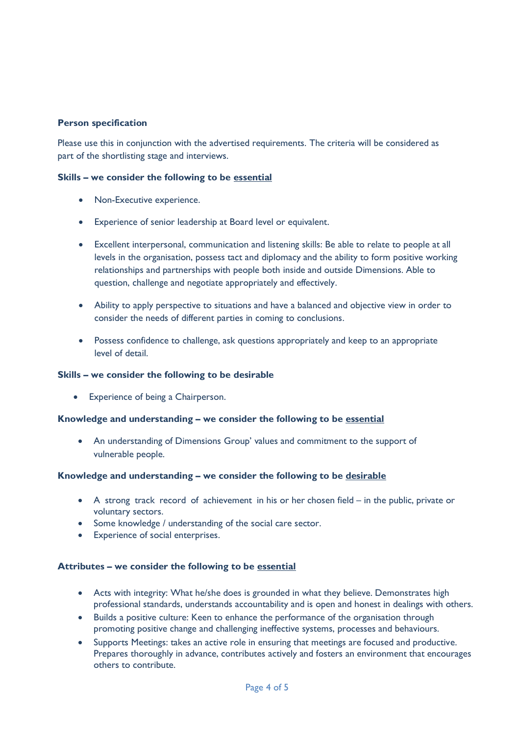**Person specification**

Please use this in conjunction with the advertised requirements. The criteria will be considered as part of the shortlisting stage and interviews.

**Skills – we consider the following to be essential**

- Non-Executive experience.
- Experience of senior leadership at Board level or equivalent.
- Excellent interpersonal, communication and listening skills: Be able to relate to people at all levels in the organisation, possess tact and diplomacy and the ability to form positive working relationships and partnerships with people both inside and outside Dimensions. Able to question, challenge and negotiate appropriately and effectively.
- Ability to apply perspective to situations and have a balanced and objective view in order to consider the needs of different parties in coming to conclusions.
- Possess confidence to challenge, ask questions appropriately and keep to an appropriate level of detail.

**Skills – we consider the following to be desirable**

- Experience of being a Chairperson.

**Knowledge and understanding – we consider the following to be essential**

- An understanding of Dimensions Group' values and commitment to the support of vulnerable people.

**Knowledge and understanding – we consider the following to be desirable**

- A strong track record of achievement in his or her chosen field – in the public, private or voluntary sectors.
- Some knowledge / understanding of the social care sector.
- Experience of social enterprises.

**Attributes – we consider the following to be essential**

- Acts with integrity: What he/she does is grounded in what they believe. Demonstrates high professional standards, understands accountability and is open and honest in dealings with others.
- Builds a positive culture: Keen to enhance the performance of the organisation through promoting positive change and challenging ineffective systems, processes and behaviours.
- Supports Meetings: takes an active role in ensuring that meetings are focused and productive. Prepares thoroughly in advance, contributes actively and fosters an environment that encourages others to contribute.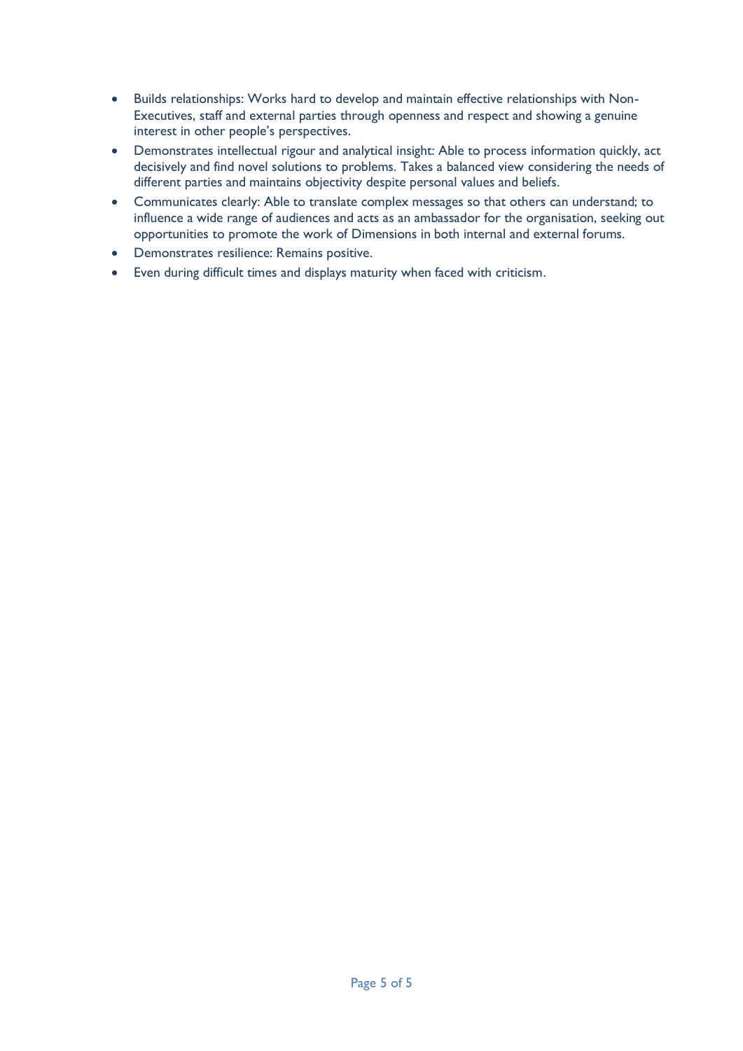- Builds relationships: Works hard to develop and maintain effective relationships with Non-Executives, staff and external parties through openness and respect and showing a genuine interest in other people's perspectives.
- Demonstrates intellectual rigour and analytical insight: Able to process information quickly, act decisively and find novel solutions to problems. Takes a balanced view considering the needs of different parties and maintains objectivity despite personal values and beliefs.
- Communicates clearly: Able to translate complex messages so that others can understand; to influence a wide range of audiences and acts as an ambassador for the organisation, seeking out opportunities to promote the work of Dimensions in both internal and external forums.
- Demonstrates resilience: Remains positive.
- Even during difficult times and displays maturity when faced with criticism.